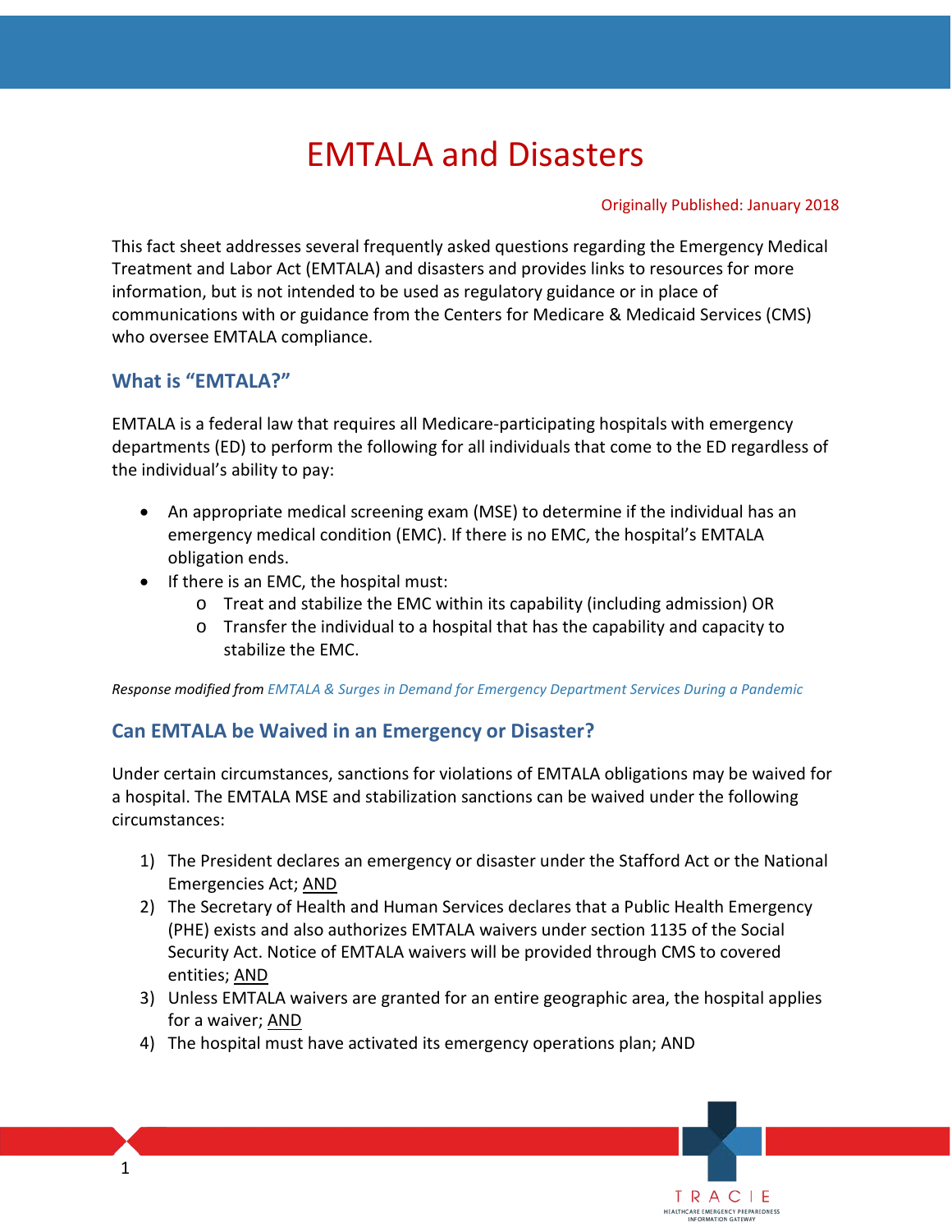# EMTALA and Disasters

Originally Published: January 2018

This fact sheet addresses several frequently asked questions regarding the Emergency Medical Treatment and Labor Act (EMTALA) and disasters and provides links to resources for more information, but is not intended to be used as regulatory guidance or in place of communications with or guidance from the Centers for Medicare & Medicaid Services (CMS) who oversee EMTALA compliance.

## What is "EMTALA?"

EMTALA is a federal law that requires all Medicare-participating hospitals with emergency departments (ED) to perform the following for all individuals that come to the ED regardless of the individual's ability to pay:

- An appropriate medical screening exam (MSE) to determine if the individual has an emergency medical condition (EMC). If there is no EMC, the hospital's EMTALA obligation ends.
- If there is an EMC, the hospital must:
  - Treat and stabilize the EMC within its capability (including admission) OR
  - Transfer the individual to a hospital that has the capability and capacity to stabilize the EMC.

*Response modified from EMTALA & Surges in Demand for Emergency Department Services During a Pandemic*

## Can EMTALA be Waived in an Emergency or Disaster?

Under certain circumstances, sanctions for violations of EMTALA obligations may be waived for a hospital. The EMTALA MSE and stabilization sanctions can be waived under the following circumstances:

1) The President declares an emergency or disaster under the Stafford Act or the National Emergencies Act; AND
2) The Secretary of Health and Human Services declares that a Public Health Emergency (PHE) exists and also authorizes EMTALA waivers under section 1135 of the Social Security Act. Notice of EMTALA waivers will be provided through CMS to covered entities; AND
3) Unless EMTALA waivers are granted for an entire geographic area, the hospital applies for a waiver; AND
4) The hospital must have activated its emergency operations plan; AND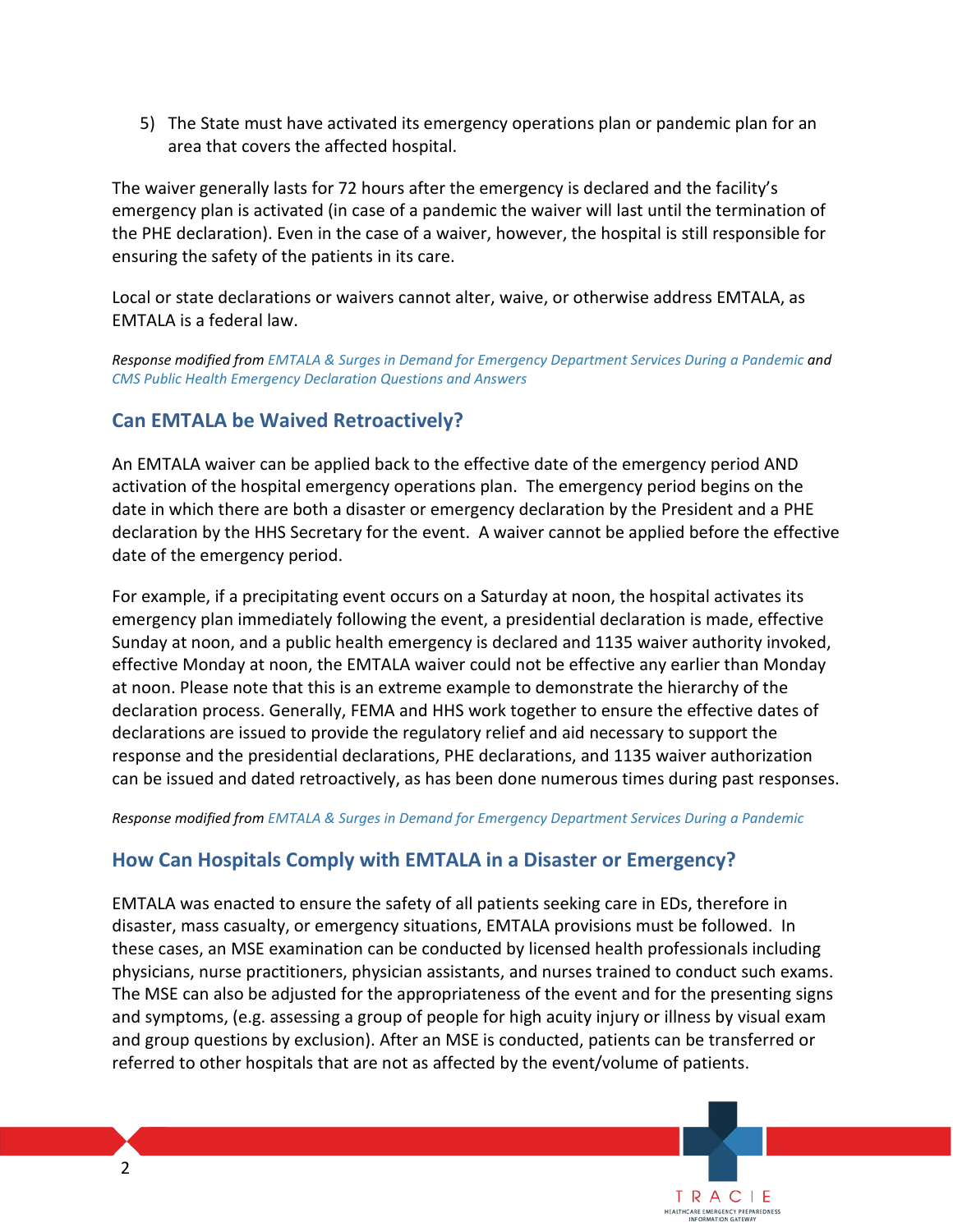5) The State must have activated its emergency operations plan or pandemic plan for an area that covers the affected hospital.

The waiver generally lasts for 72 hours after the emergency is declared and the facility's emergency plan is activated (in case of a pandemic the waiver will last until the termination of the PHE declaration). Even in the case of a waiver, however, the hospital is still responsible for ensuring the safety of the patients in its care.

Local or state declarations or waivers cannot alter, waive, or otherwise address EMTALA, as EMTALA is a federal law.

*Response modified from EMTALA & Surges in Demand for Emergency Department Services During a Pandemic and CMS Public Health Emergency Declaration Questions and Answers*

## Can EMTALA be Waived Retroactively?

An EMTALA waiver can be applied back to the effective date of the emergency period AND activation of the hospital emergency operations plan. The emergency period begins on the date in which there are both a disaster or emergency declaration by the President and a PHE declaration by the HHS Secretary for the event. A waiver cannot be applied before the effective date of the emergency period.

For example, if a precipitating event occurs on a Saturday at noon, the hospital activates its emergency plan immediately following the event, a presidential declaration is made, effective Sunday at noon, and a public health emergency is declared and 1135 waiver authority invoked, effective Monday at noon, the EMTALA waiver could not be effective any earlier than Monday at noon. Please note that this is an extreme example to demonstrate the hierarchy of the declaration process. Generally, FEMA and HHS work together to ensure the effective dates of declarations are issued to provide the regulatory relief and aid necessary to support the response and the presidential declarations, PHE declarations, and 1135 waiver authorization can be issued and dated retroactively, as has been done numerous times during past responses.

*Response modified from EMTALA & Surges in Demand for Emergency Department Services During a Pandemic*

## How Can Hospitals Comply with EMTALA in a Disaster or Emergency?

EMTALA was enacted to ensure the safety of all patients seeking care in EDs, therefore in disaster, mass casualty, or emergency situations, EMTALA provisions must be followed. In these cases, an MSE examination can be conducted by licensed health professionals including physicians, nurse practitioners, physician assistants, and nurses trained to conduct such exams. The MSE can also be adjusted for the appropriateness of the event and for the presenting signs and symptoms, (e.g. assessing a group of people for high acuity injury or illness by visual exam and group questions by exclusion). After an MSE is conducted, patients can be transferred or referred to other hospitals that are not as affected by the event/volume of patients.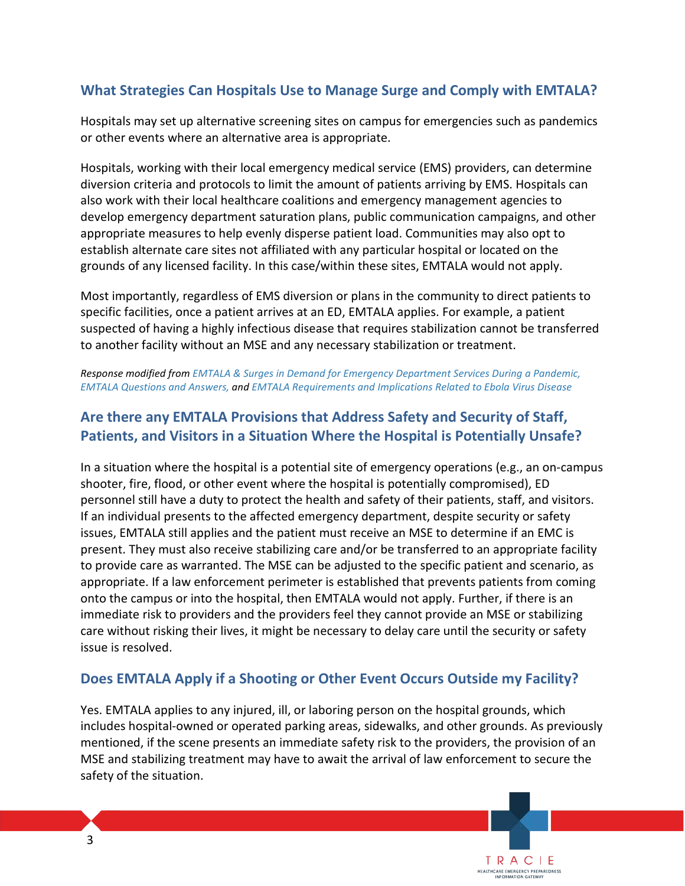## What Strategies Can Hospitals Use to Manage Surge and Comply with EMTALA?

Hospitals may set up alternative screening sites on campus for emergencies such as pandemics or other events where an alternative area is appropriate.

Hospitals, working with their local emergency medical service (EMS) providers, can determine diversion criteria and protocols to limit the amount of patients arriving by EMS. Hospitals can also work with their local healthcare coalitions and emergency management agencies to develop emergency department saturation plans, public communication campaigns, and other appropriate measures to help evenly disperse patient load. Communities may also opt to establish alternate care sites not affiliated with any particular hospital or located on the grounds of any licensed facility. In this case/within these sites, EMTALA would not apply.

Most importantly, regardless of EMS diversion or plans in the community to direct patients to specific facilities, once a patient arrives at an ED, EMTALA applies. For example, a patient suspected of having a highly infectious disease that requires stabilization cannot be transferred to another facility without an MSE and any necessary stabilization or treatment.

*Response modified from EMTALA & Surges in Demand for Emergency Department Services During a Pandemic, EMTALA Questions and Answers, and EMTALA Requirements and Implications Related to Ebola Virus Disease*

## Are there any EMTALA Provisions that Address Safety and Security of Staff, Patients, and Visitors in a Situation Where the Hospital is Potentially Unsafe?

In a situation where the hospital is a potential site of emergency operations (e.g., an on-campus shooter, fire, flood, or other event where the hospital is potentially compromised), ED personnel still have a duty to protect the health and safety of their patients, staff, and visitors. If an individual presents to the affected emergency department, despite security or safety issues, EMTALA still applies and the patient must receive an MSE to determine if an EMC is present. They must also receive stabilizing care and/or be transferred to an appropriate facility to provide care as warranted. The MSE can be adjusted to the specific patient and scenario, as appropriate. If a law enforcement perimeter is established that prevents patients from coming onto the campus or into the hospital, then EMTALA would not apply. Further, if there is an immediate risk to providers and the providers feel they cannot provide an MSE or stabilizing care without risking their lives, it might be necessary to delay care until the security or safety issue is resolved.

## Does EMTALA Apply if a Shooting or Other Event Occurs Outside my Facility?

Yes. EMTALA applies to any injured, ill, or laboring person on the hospital grounds, which includes hospital-owned or operated parking areas, sidewalks, and other grounds. As previously mentioned, if the scene presents an immediate safety risk to the providers, the provision of an MSE and stabilizing treatment may have to await the arrival of law enforcement to secure the safety of the situation.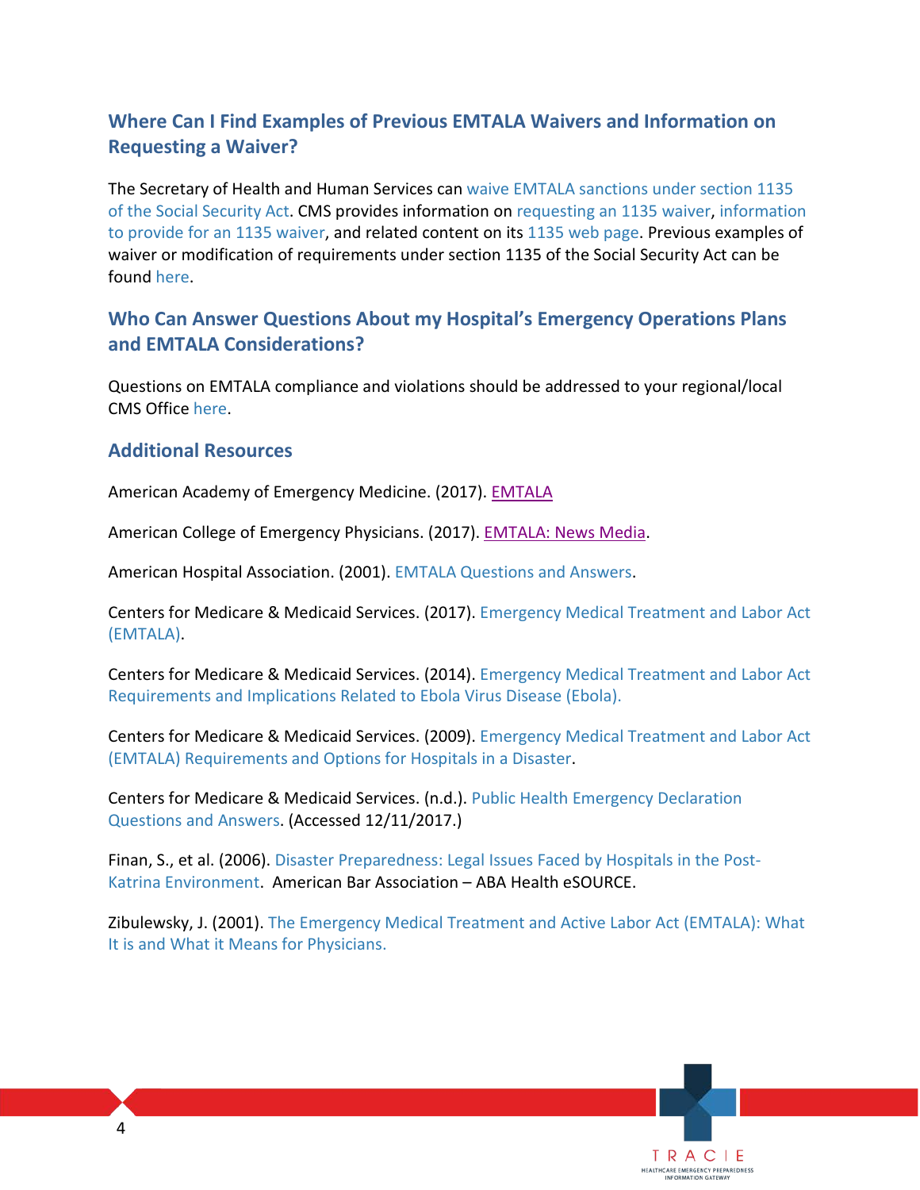## Where Can I Find Examples of Previous EMTALA Waivers and Information on Requesting a Waiver?

The Secretary of Health and Human Services can waive EMTALA sanctions under section 1135 of the Social Security Act. CMS provides information on requesting an 1135 waiver, information to provide for an 1135 waiver, and related content on its 1135 web page. Previous examples of waiver or modification of requirements under section 1135 of the Social Security Act can be found here.

## Who Can Answer Questions About my Hospital's Emergency Operations Plans and EMTALA Considerations?

Questions on EMTALA compliance and violations should be addressed to your regional/local CMS Office here.

## Additional Resources

American Academy of Emergency Medicine. (2017). EMTALA

American College of Emergency Physicians. (2017). EMTALA: News Media.

American Hospital Association. (2001). EMTALA Questions and Answers.

Centers for Medicare & Medicaid Services. (2017). Emergency Medical Treatment and Labor Act (EMTALA).

Centers for Medicare & Medicaid Services. (2014). Emergency Medical Treatment and Labor Act Requirements and Implications Related to Ebola Virus Disease (Ebola).

Centers for Medicare & Medicaid Services. (2009). Emergency Medical Treatment and Labor Act (EMTALA) Requirements and Options for Hospitals in a Disaster.

Centers for Medicare & Medicaid Services. (n.d.). Public Health Emergency Declaration Questions and Answers. (Accessed 12/11/2017.)

Finan, S., et al. (2006). Disaster Preparedness: Legal Issues Faced by Hospitals in the Post-Katrina Environment. American Bar Association – ABA Health eSOURCE.

Zibulewsky, J. (2001). The Emergency Medical Treatment and Active Labor Act (EMTALA): What It is and What it Means for Physicians.